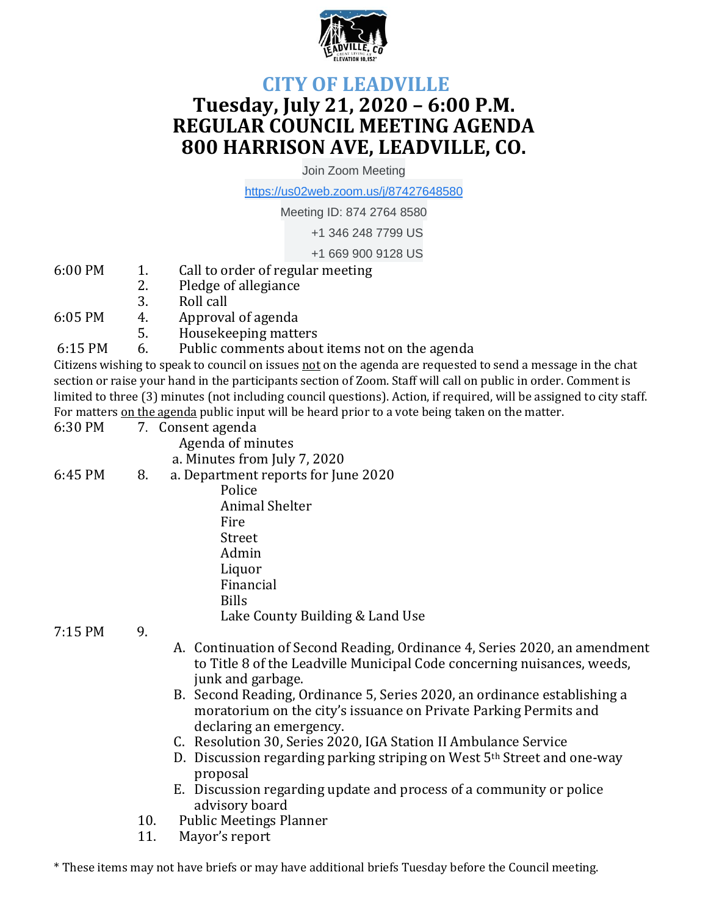# CITY OF LEADVILLE

## Tuesday, July 21, 2020 – 6:00 P.M.
## REGULAR COUNCIL MEETING AGENDA
## 800 HARRISON AVE, LEADVILLE, CO.

Join Zoom Meeting

https://us02web.zoom.us/j/87427648580

Meeting ID: 874 2764 8580

+1 346 248 7799 US

+1 669 900 9128 US

6:00 PM 1. Call to order of regular meeting

2. Pledge of allegiance

3. Roll call

6:05 PM 4. Approval of agenda

5. Housekeeping matters

6:15 PM 6. Public comments about items not on the agenda

Citizens wishing to speak to council on issues not on the agenda are requested to send a message in the chat section or raise your hand in the participants section of Zoom. Staff will call on public in order. Comment is limited to three (3) minutes (not including council questions). Action, if required, will be assigned to city staff. For matters on the agenda public input will be heard prior to a vote being taken on the matter.

6:30 PM 7. Consent agenda

Agenda of minutes

a. Minutes from July 7, 2020

6:45 PM 8. a. Department reports for June 2020

- Police
- Animal Shelter
- Fire
- Street
- Admin
- Liquor
- Financial
- Bills
- Lake County Building & Land Use

7:15 PM 9.

A. Continuation of Second Reading, Ordinance 4, Series 2020, an amendment to Title 8 of the Leadville Municipal Code concerning nuisances, weeds, junk and garbage.

B. Second Reading, Ordinance 5, Series 2020, an ordinance establishing a moratorium on the city's issuance on Private Parking Permits and declaring an emergency.

C. Resolution 30, Series 2020, IGA Station II Ambulance Service

D. Discussion regarding parking striping on West 5th Street and one-way proposal

E. Discussion regarding update and process of a community or police advisory board

10. Public Meetings Planner

11. Mayor's report

* These items may not have briefs or may have additional briefs Tuesday before the Council meeting.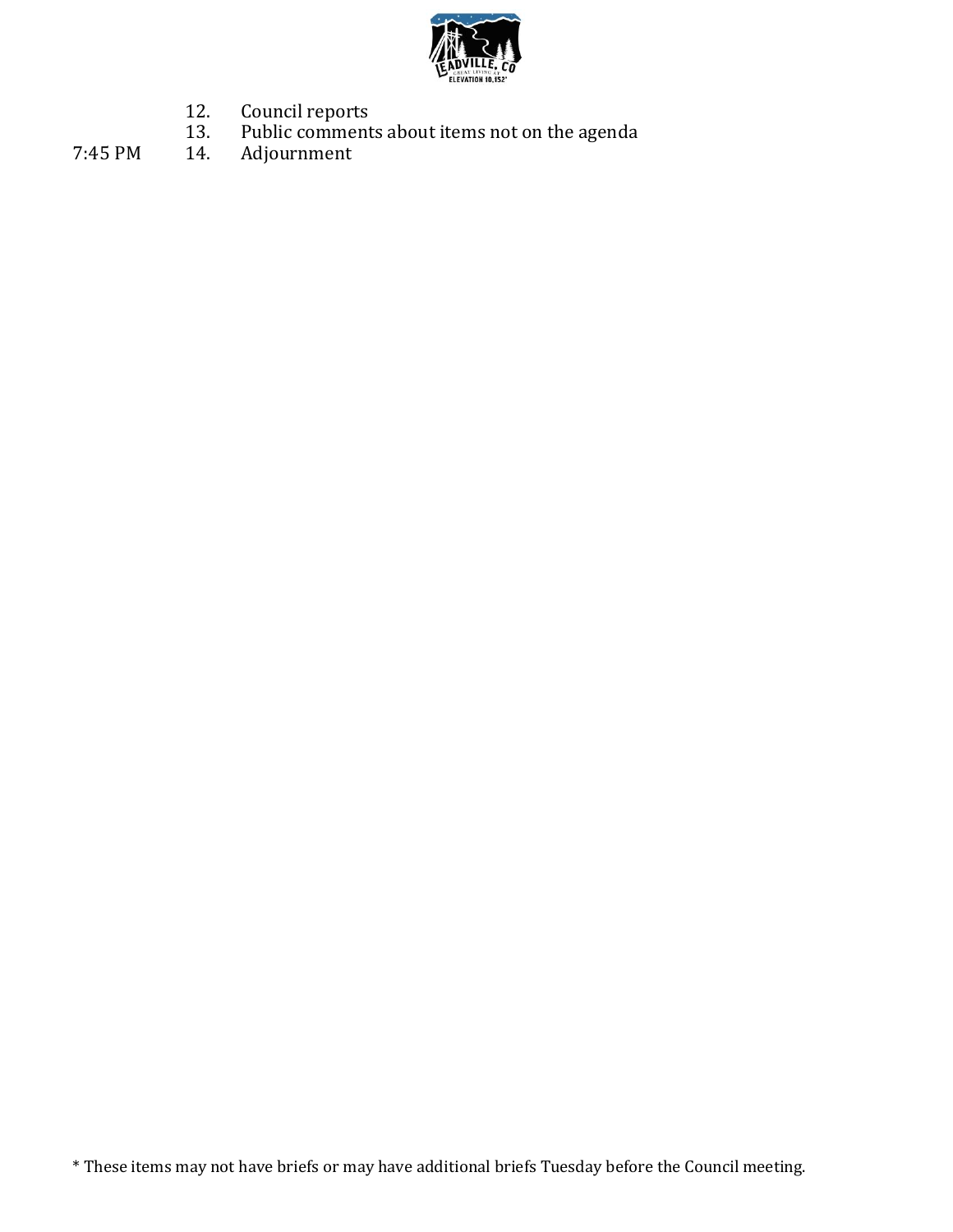12. Council reports
13. Public comments about items not on the agenda

7:45 PM 14. Adjournment

* These items may not have briefs or may have additional briefs Tuesday before the Council meeting.